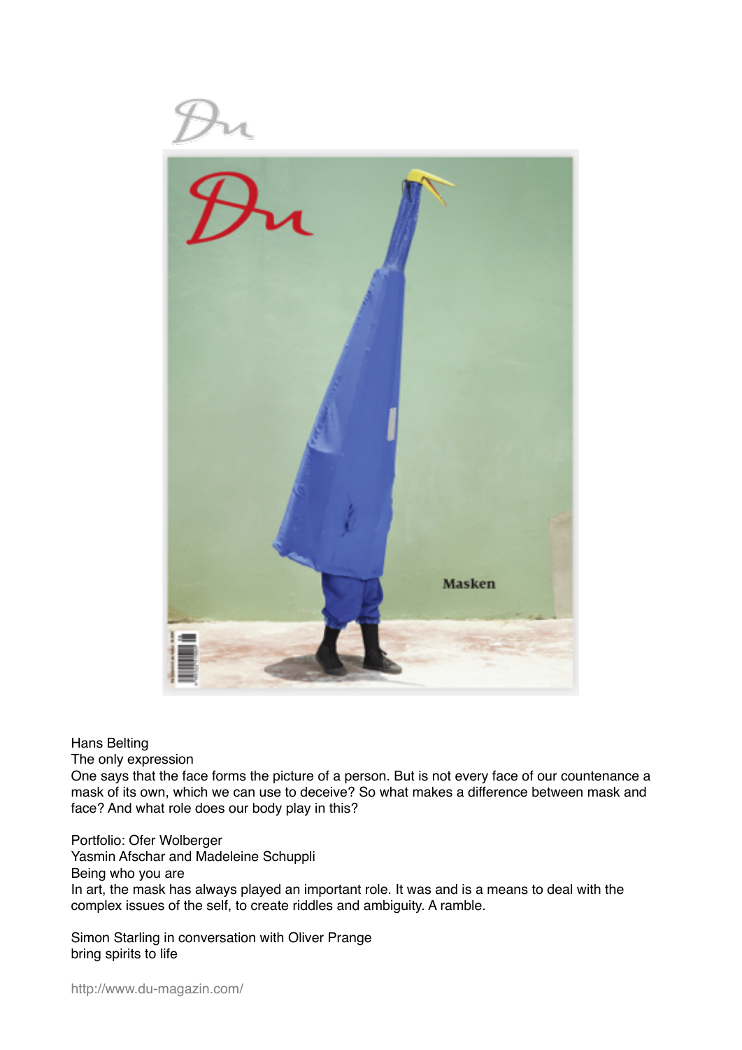Du

Hans Belting
The only expression
One says that the face forms the picture of a person. But is not every face of our countenance a mask of its own, which we can use to deceive? So what makes a difference between mask and face? And what role does our body play in this?

Portfolio: Ofer Wolberger
Yasmin Afschar and Madeleine Schuppli
Being who you are
In art, the mask has always played an important role. It was and is a means to deal with the complex issues of the self, to create riddles and ambiguity. A ramble.

Simon Starling in conversation with Oliver Prange
bring spirits to life

http://www.du-magazin.com/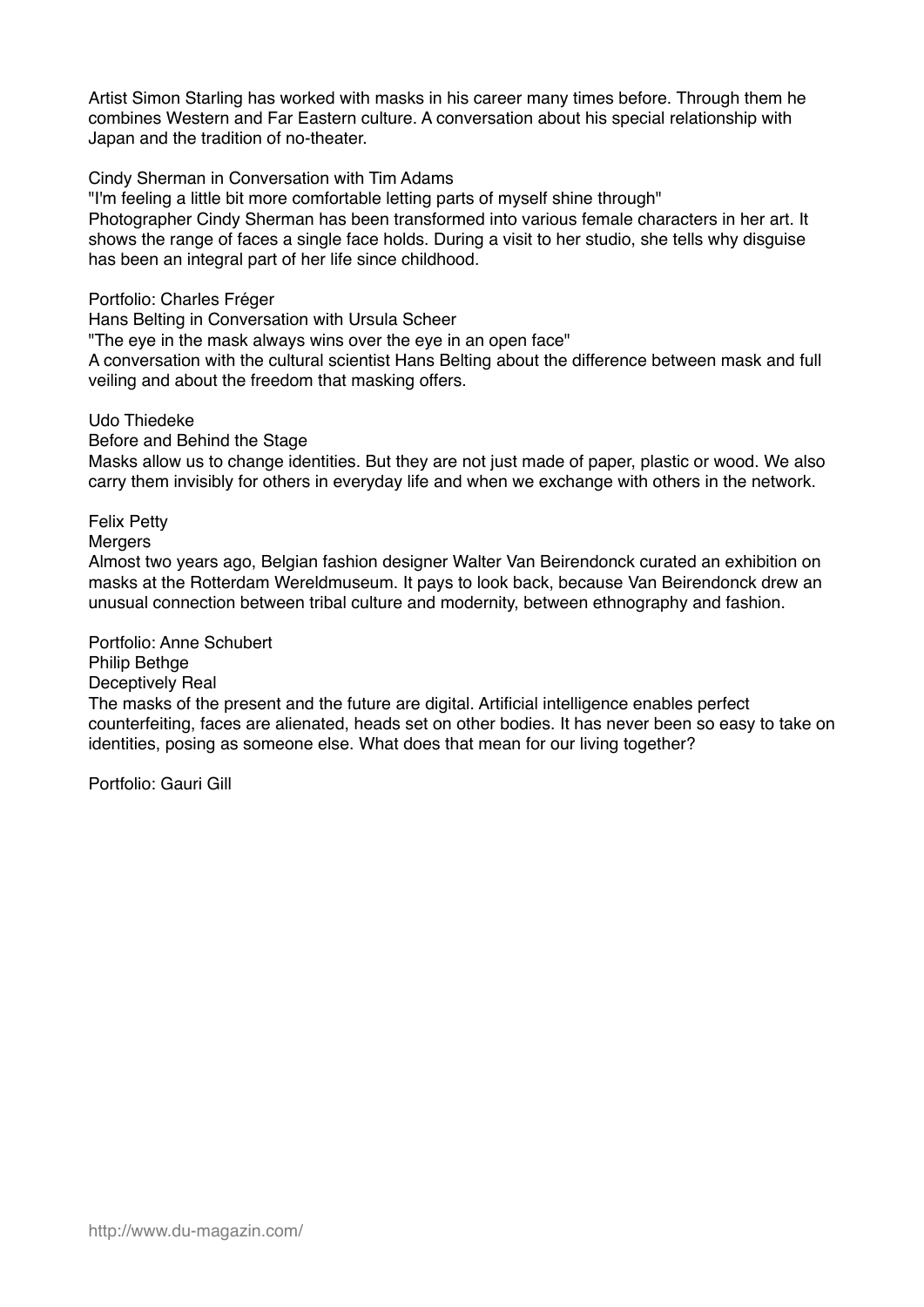Artist Simon Starling has worked with masks in his career many times before. Through them he combines Western and Far Eastern culture. A conversation about his special relationship with Japan and the tradition of no-theater.

Cindy Sherman in Conversation with Tim Adams
"I'm feeling a little bit more comfortable letting parts of myself shine through"
Photographer Cindy Sherman has been transformed into various female characters in her art. It shows the range of faces a single face holds. During a visit to her studio, she tells why disguise has been an integral part of her life since childhood.

Portfolio: Charles Fréger
Hans Belting in Conversation with Ursula Scheer
"The eye in the mask always wins over the eye in an open face"
A conversation with the cultural scientist Hans Belting about the difference between mask and full veiling and about the freedom that masking offers.

Udo Thiedeke
Before and Behind the Stage
Masks allow us to change identities. But they are not just made of paper, plastic or wood. We also carry them invisibly for others in everyday life and when we exchange with others in the network.

Felix Petty
Mergers
Almost two years ago, Belgian fashion designer Walter Van Beirendonck curated an exhibition on masks at the Rotterdam Wereldmuseum. It pays to look back, because Van Beirendonck drew an unusual connection between tribal culture and modernity, between ethnography and fashion.

Portfolio: Anne Schubert
Philip Bethge
Deceptively Real
The masks of the present and the future are digital. Artificial intelligence enables perfect counterfeiting, faces are alienated, heads set on other bodies. It has never been so easy to take on identities, posing as someone else. What does that mean for our living together?

Portfolio: Gauri Gill

http://www.du-magazin.com/